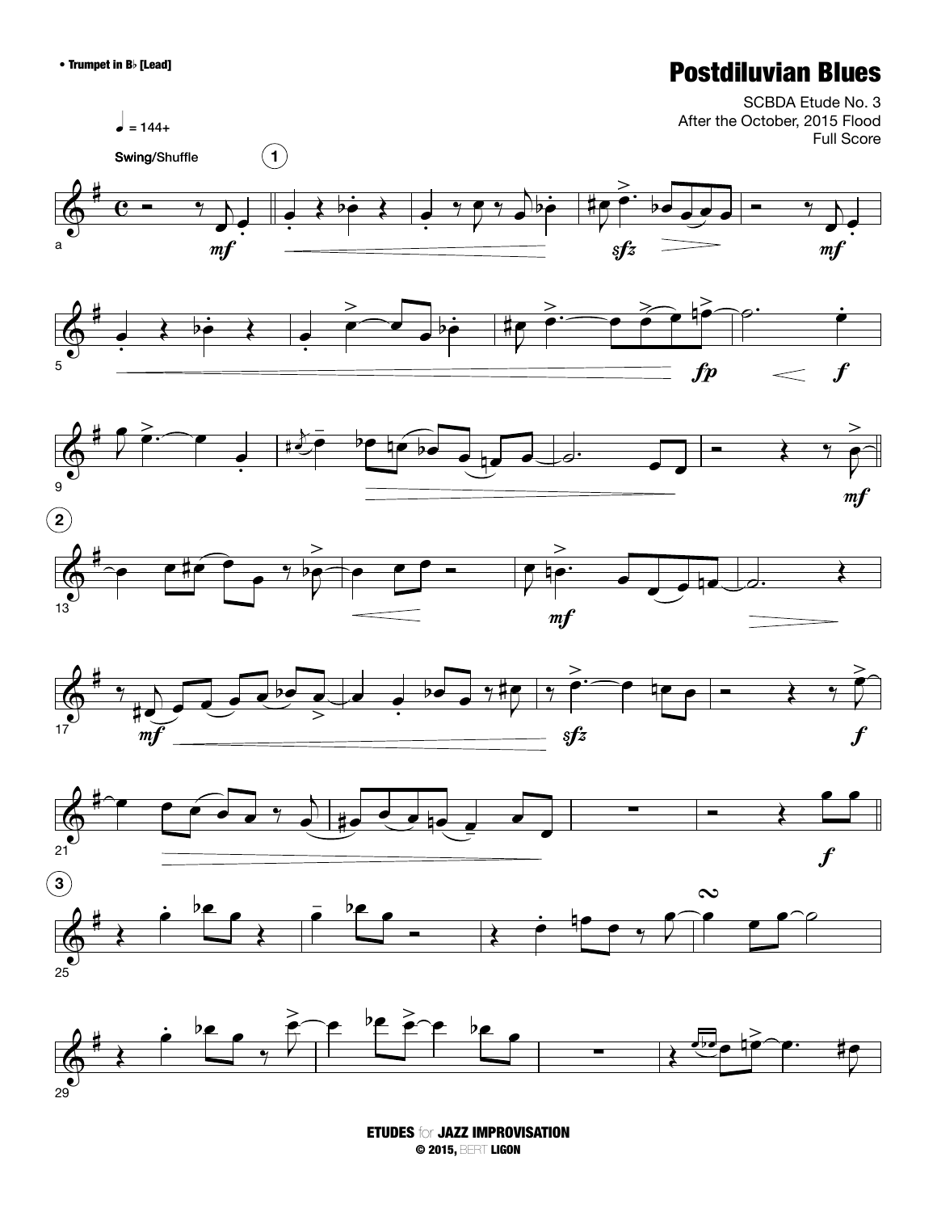• Trumpet in B♭ [Lead]

# Postdiluvian Blues

SCBDA Etude No. 3
After the October, 2015 Flood
Full Score

♩ = 144+

Swing/Shuffle

ETUDES for JAZZ IMPROVISATION
© 2015, BERT LIGON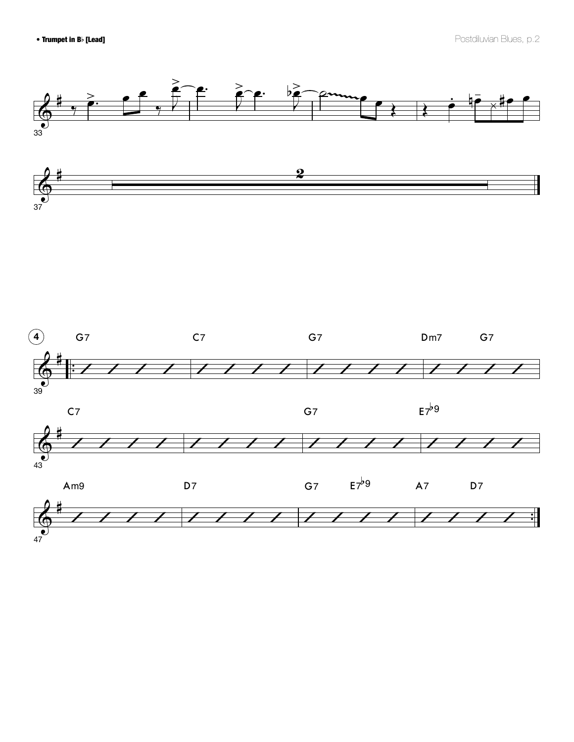• Trumpet in B♭ [Lead]

33

37

2

4

G7 C7 G7 Dm7 G7

39

C7 G7 E7♭9

43

Am9 D7 G7 E7♭9 A7 D7

47